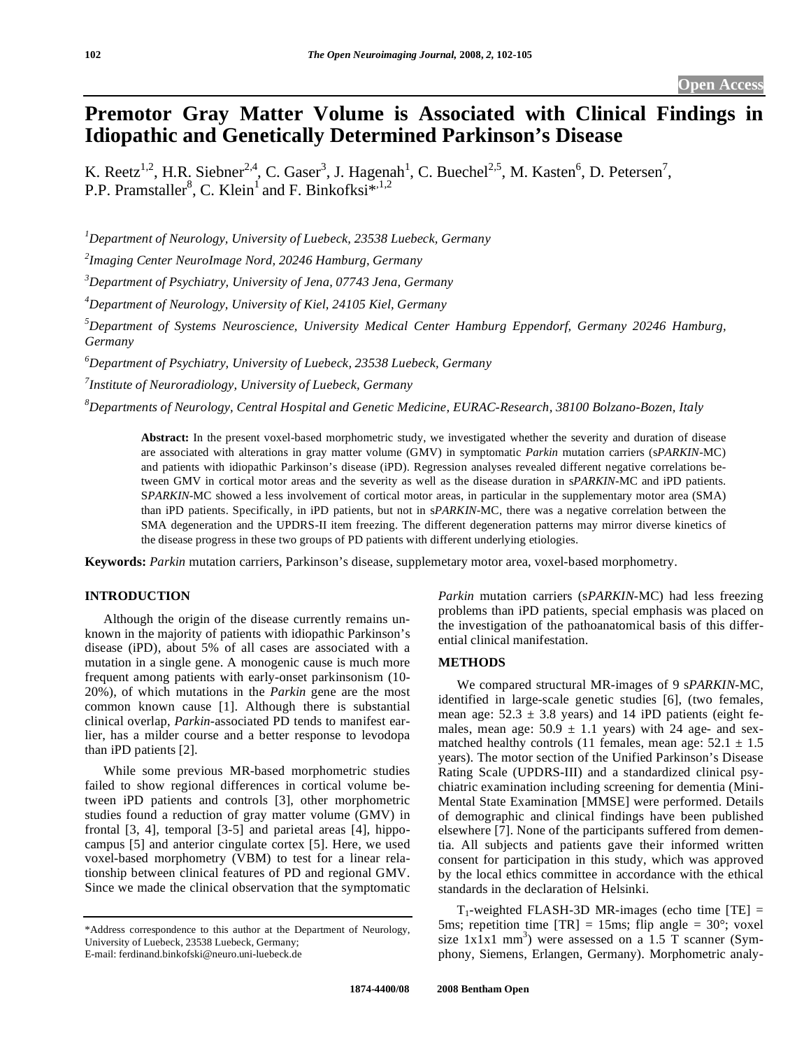Open Access

# Premotor Gray Matter Volume is Associated with Clinical Findings in Idiopathic and Genetically Determined Parkinson's Disease

K. Reetz[1,2], H.R. Siebner[2,4], C. Gaser[3], J. Hagenah[1], C. Buechel[2,5], M. Kasten[6], D. Petersen[7], P.P. Pramstaller[8], C. Klein[1] and F. Binkofksi*[,1,2]

[1]Department of Neurology, University of Luebeck, 23538 Luebeck, Germany

[2]Imaging Center NeuroImage Nord, 20246 Hamburg, Germany

[3]Department of Psychiatry, University of Jena, 07743 Jena, Germany

[4]Department of Neurology, University of Kiel, 24105 Kiel, Germany

[5]Department of Systems Neuroscience, University Medical Center Hamburg Eppendorf, Germany 20246 Hamburg, Germany

[6]Department of Psychiatry, University of Luebeck, 23538 Luebeck, Germany

[7]Institute of Neuroradiology, University of Luebeck, Germany

[8]Departments of Neurology, Central Hospital and Genetic Medicine, EURAC-Research, 38100 Bolzano-Bozen, Italy

**Abstract:** In the present voxel-based morphometric study, we investigated whether the severity and duration of disease are associated with alterations in gray matter volume (GMV) in symptomatic *Parkin* mutation carriers (s*PARKIN*-MC) and patients with idiopathic Parkinson's disease (iPD). Regression analyses revealed different negative correlations between GMV in cortical motor areas and the severity as well as the disease duration in s*PARKIN*-MC and iPD patients. S*PARKIN*-MC showed a less involvement of cortical motor areas, in particular in the supplementary motor area (SMA) than iPD patients. Specifically, in iPD patients, but not in s*PARKIN*-MC, there was a negative correlation between the SMA degeneration and the UPDRS-II item freezing. The different degeneration patterns may mirror diverse kinetics of the disease progress in these two groups of PD patients with different underlying etiologies.

**Keywords:** *Parkin* mutation carriers, Parkinson's disease, supplemetary motor area, voxel-based morphometry.

## INTRODUCTION

Although the origin of the disease currently remains unknown in the majority of patients with idiopathic Parkinson's disease (iPD), about 5% of all cases are associated with a mutation in a single gene. A monogenic cause is much more frequent among patients with early-onset parkinsonism (10-20%), of which mutations in the *Parkin* gene are the most common known cause [1]. Although there is substantial clinical overlap, *Parkin*-associated PD tends to manifest earlier, has a milder course and a better response to levodopa than iPD patients [2].

While some previous MR-based morphometric studies failed to show regional differences in cortical volume between iPD patients and controls [3], other morphometric studies found a reduction of gray matter volume (GMV) in frontal [3, 4], temporal [3-5] and parietal areas [4], hippocampus [5] and anterior cingulate cortex [5]. Here, we used voxel-based morphometry (VBM) to test for a linear relationship between clinical features of PD and regional GMV. Since we made the clinical observation that the symptomatic *Parkin* mutation carriers (s*PARKIN*-MC) had less freezing problems than iPD patients, special emphasis was placed on the investigation of the pathoanatomical basis of this differential clinical manifestation.

## METHODS

We compared structural MR-images of 9 s*PARKIN*-MC, identified in large-scale genetic studies [6], (two females, mean age: 52.3 ± 3.8 years) and 14 iPD patients (eight females, mean age: 50.9 ± 1.1 years) with 24 age- and sex-matched healthy controls (11 females, mean age: 52.1 ± 1.5 years). The motor section of the Unified Parkinson's Disease Rating Scale (UPDRS-III) and a standardized clinical psychiatric examination including screening for dementia (Mini-Mental State Examination [MMSE] were performed. Details of demographic and clinical findings have been published elsewhere [7]. None of the participants suffered from dementia. All subjects and patients gave their informed written consent for participation in this study, which was approved by the local ethics committee in accordance with the ethical standards in the declaration of Helsinki.

$T_1$-weighted FLASH-3D MR-images (echo time [TE] = 5ms; repetition time [TR] = 15ms; flip angle = 30°; voxel size 1x1x1 $mm^3$) were assessed on a 1.5 T scanner (Symphony, Siemens, Erlangen, Germany). Morphometric analy-

*Address correspondence to this author at the Department of Neurology, University of Luebeck, 23538 Luebeck, Germany;
E-mail: ferdinand.binkofski@neuro.uni-luebeck.de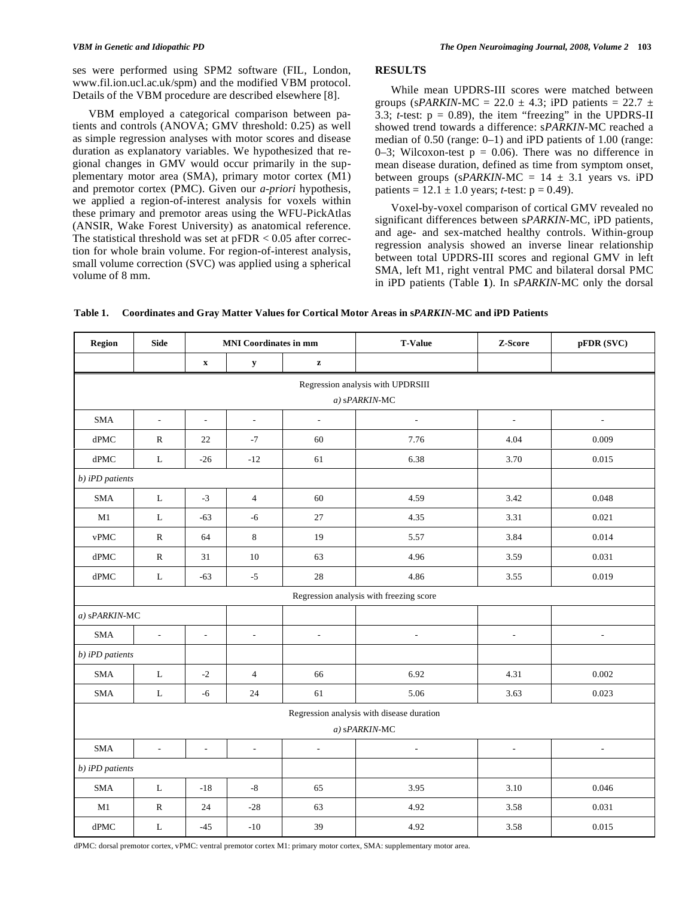ses were performed using SPM2 software (FIL, London, www.fil.ion.ucl.ac.uk/spm) and the modified VBM protocol. Details of the VBM procedure are described elsewhere [8].

VBM employed a categorical comparison between patients and controls (ANOVA; GMV threshold: 0.25) as well as simple regression analyses with motor scores and disease duration as explanatory variables. We hypothesized that regional changes in GMV would occur primarily in the supplementary motor area (SMA), primary motor cortex (M1) and premotor cortex (PMC). Given our *a-priori* hypothesis, we applied a region-of-interest analysis for voxels within these primary and premotor areas using the WFU-PickAtlas (ANSIR, Wake Forest University) as anatomical reference. The statistical threshold was set at pFDR < 0.05 after correction for whole brain volume. For region-of-interest analysis, small volume correction (SVC) was applied using a spherical volume of 8 mm.

## RESULTS

While mean UPDRS-III scores were matched between groups (s*PARKIN*-MC = 22.0 ± 4.3; iPD patients = 22.7 ± 3.3; *t*-test: p = 0.89), the item "freezing" in the UPDRS-II showed trend towards a difference: s*PARKIN*-MC reached a median of 0.50 (range: 0–1) and iPD patients of 1.00 (range: 0–3; Wilcoxon-test p = 0.06). There was no difference in mean disease duration, defined as time from symptom onset, between groups (s*PARKIN*-MC = 14 ± 3.1 years vs. iPD patients = 12.1 ± 1.0 years; *t*-test: p = 0.49).

Voxel-by-voxel comparison of cortical GMV revealed no significant differences between s*PARKIN*-MC, iPD patients, and age- and sex-matched healthy controls. Within-group regression analysis showed an inverse linear relationship between total UPDRS-III scores and regional GMV in left SMA, left M1, right ventral PMC and bilateral dorsal PMC in iPD patients (Table **1**). In s*PARKIN*-MC only the dorsal

**Table 1. Coordinates and Gray Matter Values for Cortical Motor Areas in s*PARKIN*-MC and iPD Patients**

| Region | Side | MNI Coordinates in mm | | | T-Value | Z-Score | pFDR (SVC) |
|---|---|---|---|---|---|---|---|
| | | x | y | z | | | |
| Regression analysis with UPDRSIII *a) sPARKIN-MC* | | | | | | | |
| SMA | - | - | - | - | - | - | - |
| dPMC | R | 22 | -7 | 60 | 7.76 | 4.04 | 0.009 |
| dPMC | L | -26 | -12 | 61 | 6.38 | 3.70 | 0.015 |
| *b) iPD patients* | | | | | | | |
| SMA | L | -3 | 4 | 60 | 4.59 | 3.42 | 0.048 |
| M1 | L | -63 | -6 | 27 | 4.35 | 3.31 | 0.021 |
| vPMC | R | 64 | 8 | 19 | 5.57 | 3.84 | 0.014 |
| dPMC | R | 31 | 10 | 63 | 4.96 | 3.59 | 0.031 |
| dPMC | L | -63 | -5 | 28 | 4.86 | 3.55 | 0.019 |
| Regression analysis with freezing score | | | | | | | |
| *a) sPARKIN-MC* | | | | | | | |
| SMA | - | - | - | - | - | - | - |
| *b) iPD patients* | | | | | | | |
| SMA | L | -2 | 4 | 66 | 6.92 | 4.31 | 0.002 |
| SMA | L | -6 | 24 | 61 | 5.06 | 3.63 | 0.023 |
| Regression analysis with disease duration *a) sPARKIN-MC* | | | | | | | |
| SMA | - | - | - | - | - | - | - |
| *b) iPD patients* | | | | | | | |
| SMA | L | -18 | -8 | 65 | 3.95 | 3.10 | 0.046 |
| M1 | R | 24 | -28 | 63 | 4.92 | 3.58 | 0.031 |
| dPMC | L | -45 | -10 | 39 | 4.92 | 3.58 | 0.015 |

dPMC: dorsal premotor cortex, vPMC: ventral premotor cortex M1: primary motor cortex, SMA: supplementary motor area.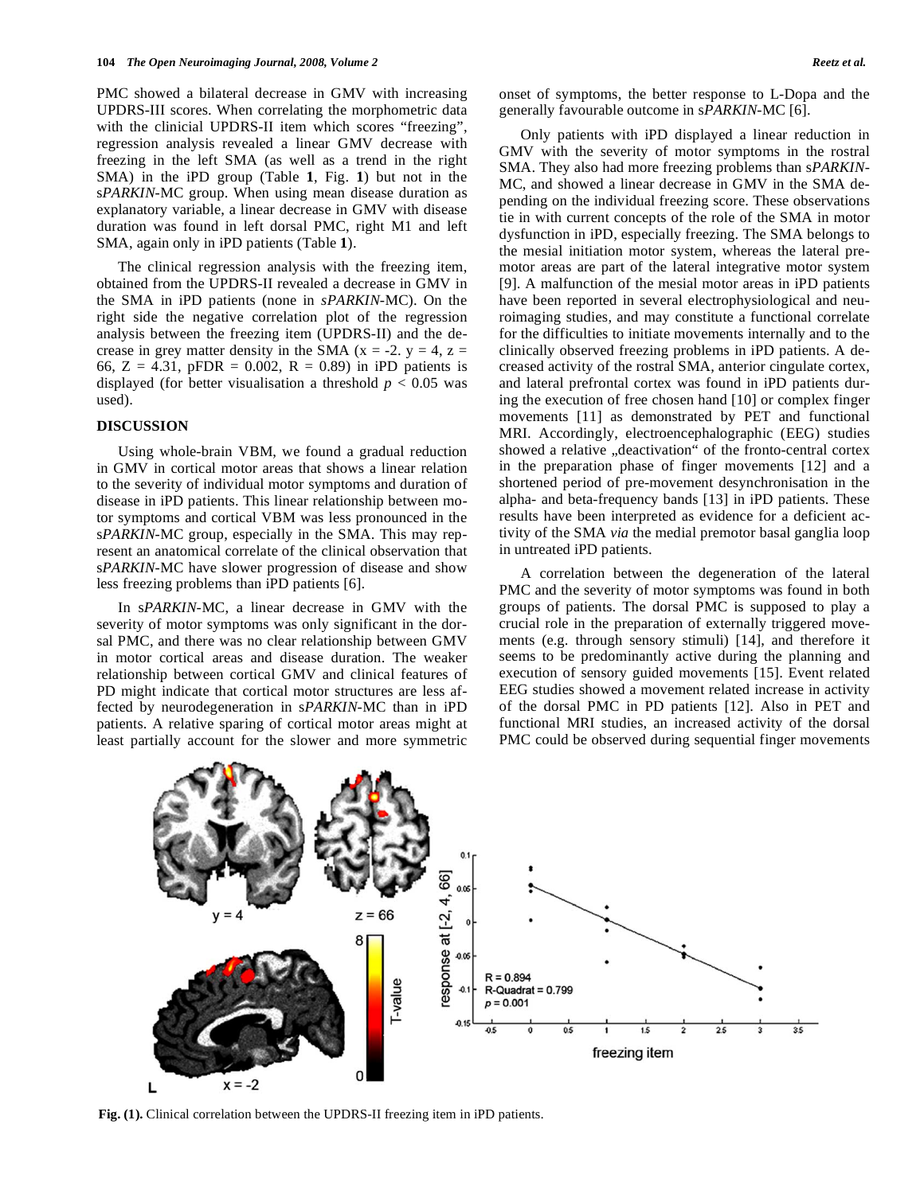PMC showed a bilateral decrease in GMV with increasing UPDRS-III scores. When correlating the morphometric data with the clinicial UPDRS-II item which scores "freezing", regression analysis revealed a linear GMV decrease with freezing in the left SMA (as well as a trend in the right SMA) in the iPD group (Table **1**, Fig. **1**) but not in the s*PARKIN*-MC group. When using mean disease duration as explanatory variable, a linear decrease in GMV with disease duration was found in left dorsal PMC, right M1 and left SMA, again only in iPD patients (Table **1**).

The clinical regression analysis with the freezing item, obtained from the UPDRS-II revealed a decrease in GMV in the SMA in iPD patients (none in *sPARKIN*-MC). On the right side the negative correlation plot of the regression analysis between the freezing item (UPDRS-II) and the decrease in grey matter density in the SMA (x = -2. y = 4, z = 66, Z = 4.31, pFDR = 0.002, R = 0.89) in iPD patients is displayed (for better visualisation a threshold $p < 0.05$ was used).

## DISCUSSION

Using whole-brain VBM, we found a gradual reduction in GMV in cortical motor areas that shows a linear relation to the severity of individual motor symptoms and duration of disease in iPD patients. This linear relationship between motor symptoms and cortical VBM was less pronounced in the s*PARKIN*-MC group, especially in the SMA. This may represent an anatomical correlate of the clinical observation that s*PARKIN*-MC have slower progression of disease and show less freezing problems than iPD patients [6].

In s*PARKIN*-MC, a linear decrease in GMV with the severity of motor symptoms was only significant in the dorsal PMC, and there was no clear relationship between GMV in motor cortical areas and disease duration. The weaker relationship between cortical GMV and clinical features of PD might indicate that cortical motor structures are less affected by neurodegeneration in s*PARKIN*-MC than in iPD patients. A relative sparing of cortical motor areas might at least partially account for the slower and more symmetric onset of symptoms, the better response to L-Dopa and the generally favourable outcome in s*PARKIN*-MC [6].

Only patients with iPD displayed a linear reduction in GMV with the severity of motor symptoms in the rostral SMA. They also had more freezing problems than s*PARKIN*-MC, and showed a linear decrease in GMV in the SMA depending on the individual freezing score. These observations tie in with current concepts of the role of the SMA in motor dysfunction in iPD, especially freezing. The SMA belongs to the mesial initiation motor system, whereas the lateral premotor areas are part of the lateral integrative motor system [9]. A malfunction of the mesial motor areas in iPD patients have been reported in several electrophysiological and neuroimaging studies, and may constitute a functional correlate for the difficulties to initiate movements internally and to the clinically observed freezing problems in iPD patients. A decreased activity of the rostral SMA, anterior cingulate cortex, and lateral prefrontal cortex was found in iPD patients during the execution of free chosen hand [10] or complex finger movements [11] as demonstrated by PET and functional MRI. Accordingly, electroencephalographic (EEG) studies showed a relative „deactivation" of the fronto-central cortex in the preparation phase of finger movements [12] and a shortened period of pre-movement desynchronisation in the alpha- and beta-frequency bands [13] in iPD patients. These results have been interpreted as evidence for a deficient activity of the SMA *via* the medial premotor basal ganglia loop in untreated iPD patients.

A correlation between the degeneration of the lateral PMC and the severity of motor symptoms was found in both groups of patients. The dorsal PMC is supposed to play a crucial role in the preparation of externally triggered movements (e.g. through sensory stimuli) [14], and therefore it seems to be predominantly active during the planning and execution of sensory guided movements [15]. Event related EEG studies showed a movement related increase in activity of the dorsal PMC in PD patients [12]. Also in PET and functional MRI studies, an increased activity of the dorsal PMC could be observed during sequential finger movements

**Fig. (1).** Clinical correlation between the UPDRS-II freezing item in iPD patients.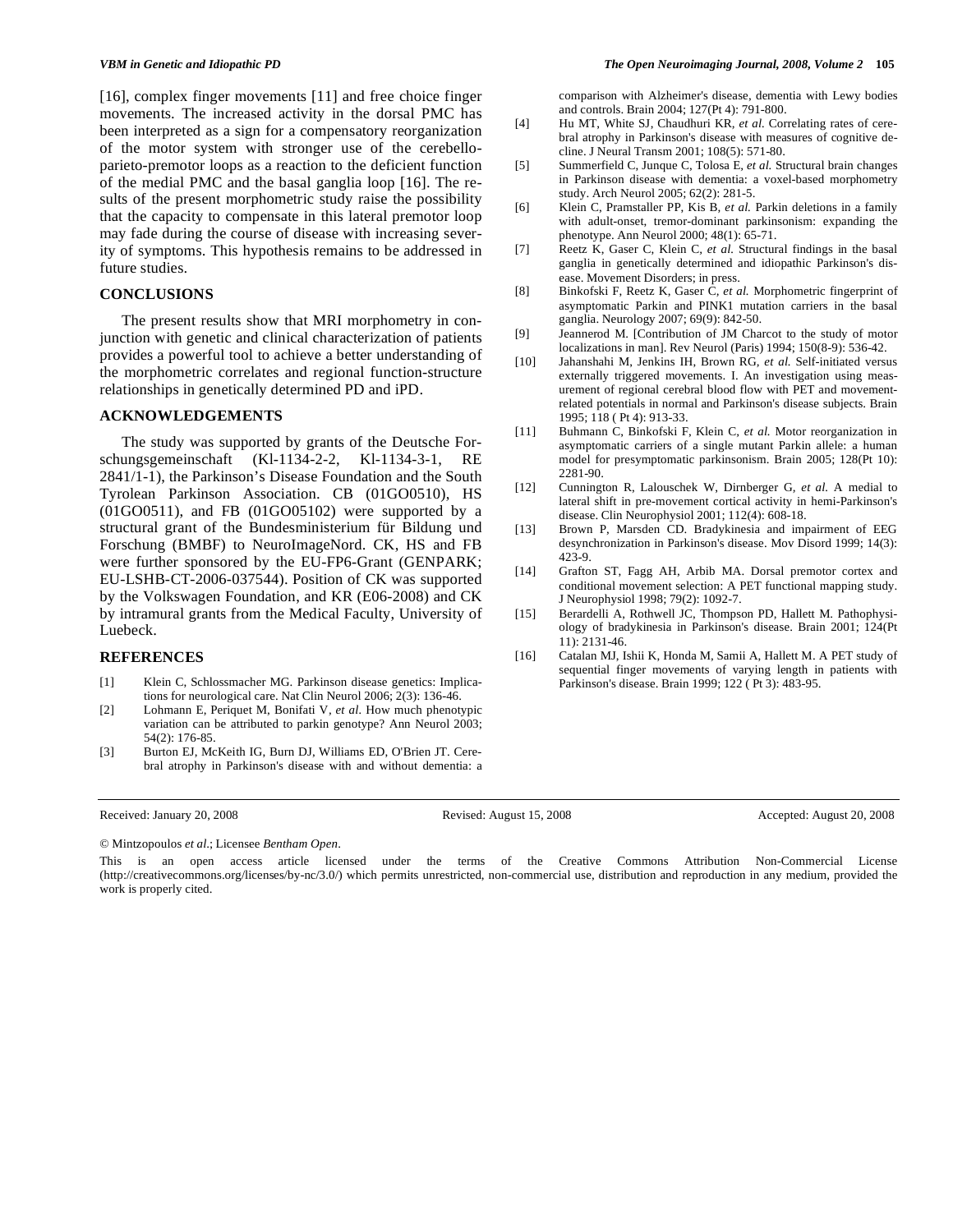[16], complex finger movements [11] and free choice finger movements. The increased activity in the dorsal PMC has been interpreted as a sign for a compensatory reorganization of the motor system with stronger use of the cerebello-parieto-premotor loops as a reaction to the deficient function of the medial PMC and the basal ganglia loop [16]. The results of the present morphometric study raise the possibility that the capacity to compensate in this lateral premotor loop may fade during the course of disease with increasing severity of symptoms. This hypothesis remains to be addressed in future studies.

## CONCLUSIONS

The present results show that MRI morphometry in conjunction with genetic and clinical characterization of patients provides a powerful tool to achieve a better understanding of the morphometric correlates and regional function-structure relationships in genetically determined PD and iPD.

## ACKNOWLEDGEMENTS

The study was supported by grants of the Deutsche Forschungsgemeinschaft (Kl-1134-2-2, Kl-1134-3-1, RE 2841/1-1), the Parkinson's Disease Foundation and the South Tyrolean Parkinson Association. CB (01GO0510), HS (01GO0511), and FB (01GO05102) were supported by a structural grant of the Bundesministerium für Bildung und Forschung (BMBF) to NeuroImageNord. CK, HS and FB were further sponsored by the EU-FP6-Grant (GENPARK; EU-LSHB-CT-2006-037544). Position of CK was supported by the Volkswagen Foundation, and KR (E06-2008) and CK by intramural grants from the Medical Faculty, University of Luebeck.

## REFERENCES

[1] Klein C, Schlossmacher MG. Parkinson disease genetics: Implications for neurological care. Nat Clin Neurol 2006; 2(3): 136-46.

[2] Lohmann E, Periquet M, Bonifati V, *et al.* How much phenotypic variation can be attributed to parkin genotype? Ann Neurol 2003; 54(2): 176-85.

[3] Burton EJ, McKeith IG, Burn DJ, Williams ED, O'Brien JT. Cerebral atrophy in Parkinson's disease with and without dementia: a comparison with Alzheimer's disease, dementia with Lewy bodies and controls. Brain 2004; 127(Pt 4): 791-800.

[4] Hu MT, White SJ, Chaudhuri KR, *et al.* Correlating rates of cerebral atrophy in Parkinson's disease with measures of cognitive decline. J Neural Transm 2001; 108(5): 571-80.

[5] Summerfield C, Junque C, Tolosa E, *et al.* Structural brain changes in Parkinson disease with dementia: a voxel-based morphometry study. Arch Neurol 2005; 62(2): 281-5.

[6] Klein C, Pramstaller PP, Kis B, *et al.* Parkin deletions in a family with adult-onset, tremor-dominant parkinsonism: expanding the phenotype. Ann Neurol 2000; 48(1): 65-71.

[7] Reetz K, Gaser C, Klein C, *et al.* Structural findings in the basal ganglia in genetically determined and idiopathic Parkinson's disease. Movement Disorders; in press.

[8] Binkofski F, Reetz K, Gaser C, *et al.* Morphometric fingerprint of asymptomatic Parkin and PINK1 mutation carriers in the basal ganglia. Neurology 2007; 69(9): 842-50.

[9] Jeannerod M. [Contribution of JM Charcot to the study of motor localizations in man]. Rev Neurol (Paris) 1994; 150(8-9): 536-42.

[10] Jahanshahi M, Jenkins IH, Brown RG, *et al.* Self-initiated versus externally triggered movements. I. An investigation using measurement of regional cerebral blood flow with PET and movement-related potentials in normal and Parkinson's disease subjects. Brain 1995; 118 ( Pt 4): 913-33.

[11] Buhmann C, Binkofski F, Klein C, *et al.* Motor reorganization in asymptomatic carriers of a single mutant Parkin allele: a human model for presymptomatic parkinsonism. Brain 2005; 128(Pt 10): 2281-90.

[12] Cunnington R, Lalouschek W, Dirnberger G, *et al.* A medial to lateral shift in pre-movement cortical activity in hemi-Parkinson's disease. Clin Neurophysiol 2001; 112(4): 608-18.

[13] Brown P, Marsden CD. Bradykinesia and impairment of EEG desynchronization in Parkinson's disease. Mov Disord 1999; 14(3): 423-9.

[14] Grafton ST, Fagg AH, Arbib MA. Dorsal premotor cortex and conditional movement selection: A PET functional mapping study. J Neurophysiol 1998; 79(2): 1092-7.

[15] Berardelli A, Rothwell JC, Thompson PD, Hallett M. Pathophysiology of bradykinesia in Parkinson's disease. Brain 2001; 124(Pt 11): 2131-46.

[16] Catalan MJ, Ishii K, Honda M, Samii A, Hallett M. A PET study of sequential finger movements of varying length in patients with Parkinson's disease. Brain 1999; 122 ( Pt 3): 483-95.

Received: January 20, 2008 Revised: August 15, 2008 Accepted: August 20, 2008

© Mintzopoulos *et al.*; Licensee *Bentham Open*.

This is an open access article licensed under the terms of the Creative Commons Attribution Non-Commercial License (http://creativecommons.org/licenses/by-nc/3.0/) which permits unrestricted, non-commercial use, distribution and reproduction in any medium, provided the work is properly cited.